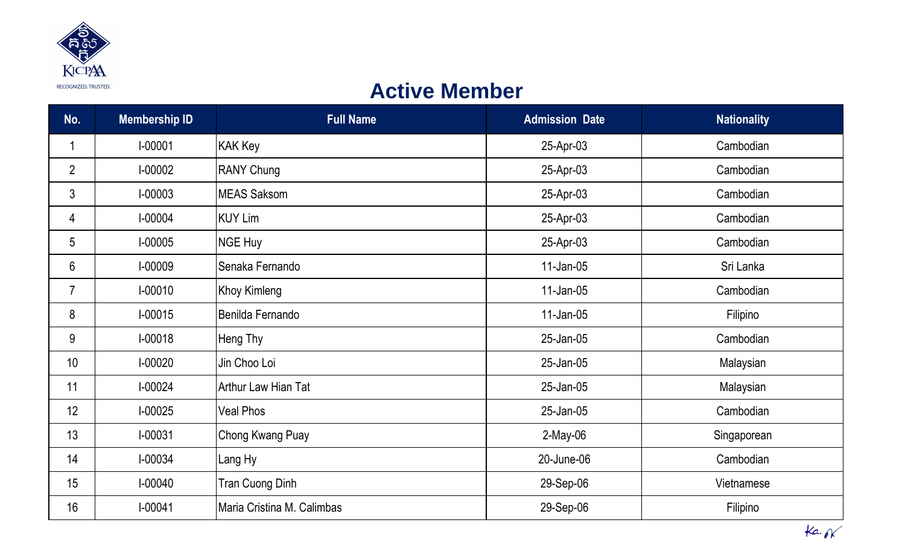KICPAA
RECOGNIZED. TRUSTED.

# Active Member

| No. | Membership ID | Full Name | Admission Date | Nationality |
|---|---|---|---|---|
| 1 | I-00001 | KAK Key | 25-Apr-03 | Cambodian |
| 2 | I-00002 | RANY Chung | 25-Apr-03 | Cambodian |
| 3 | I-00003 | MEAS Saksom | 25-Apr-03 | Cambodian |
| 4 | I-00004 | KUY Lim | 25-Apr-03 | Cambodian |
| 5 | I-00005 | NGE Huy | 25-Apr-03 | Cambodian |
| 6 | I-00009 | Senaka Fernando | 11-Jan-05 | Sri Lanka |
| 7 | I-00010 | Khoy Kimleng | 11-Jan-05 | Cambodian |
| 8 | I-00015 | Benilda Fernando | 11-Jan-05 | Filipino |
| 9 | I-00018 | Heng Thy | 25-Jan-05 | Cambodian |
| 10 | I-00020 | Jin Choo Loi | 25-Jan-05 | Malaysian |
| 11 | I-00024 | Arthur Law Hian Tat | 25-Jan-05 | Malaysian |
| 12 | I-00025 | Veal Phos | 25-Jan-05 | Cambodian |
| 13 | I-00031 | Chong Kwang Puay | 2-May-06 | Singaporean |
| 14 | I-00034 | Lang Hy | 20-June-06 | Cambodian |
| 15 | I-00040 | Tran Cuong Dinh | 29-Sep-06 | Vietnamese |
| 16 | I-00041 | Maria Cristina M. Calimbas | 29-Sep-06 | Filipino |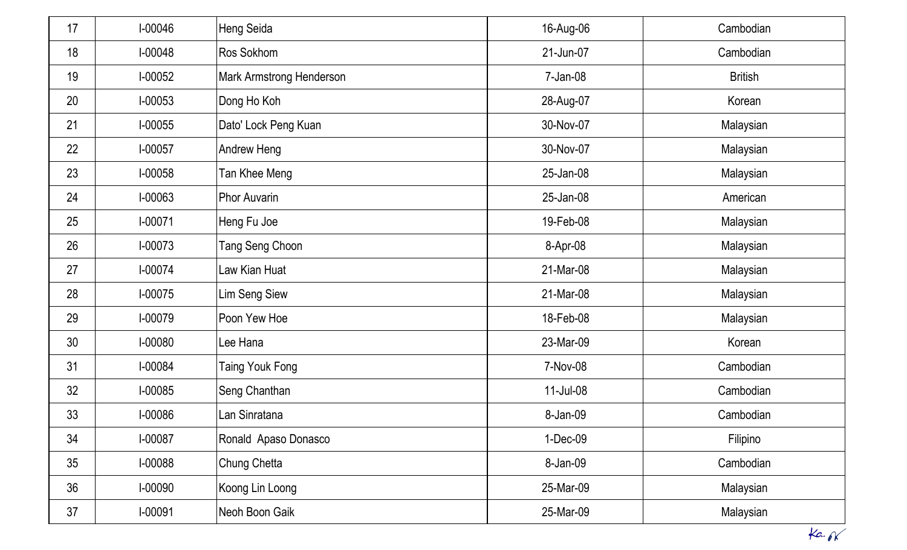| 17 | I-00046 | Heng Seida | 16-Aug-06 | Cambodian |
|---|---|---|---|---|
| 18 | I-00048 | Ros Sokhom | 21-Jun-07 | Cambodian |
| 19 | I-00052 | Mark Armstrong Henderson | 7-Jan-08 | British |
| 20 | I-00053 | Dong Ho Koh | 28-Aug-07 | Korean |
| 21 | I-00055 | Dato' Lock Peng Kuan | 30-Nov-07 | Malaysian |
| 22 | I-00057 | Andrew Heng | 30-Nov-07 | Malaysian |
| 23 | I-00058 | Tan Khee Meng | 25-Jan-08 | Malaysian |
| 24 | I-00063 | Phor Auvarin | 25-Jan-08 | American |
| 25 | I-00071 | Heng Fu Joe | 19-Feb-08 | Malaysian |
| 26 | I-00073 | Tang Seng Choon | 8-Apr-08 | Malaysian |
| 27 | I-00074 | Law Kian Huat | 21-Mar-08 | Malaysian |
| 28 | I-00075 | Lim Seng Siew | 21-Mar-08 | Malaysian |
| 29 | I-00079 | Poon Yew Hoe | 18-Feb-08 | Malaysian |
| 30 | I-00080 | Lee Hana | 23-Mar-09 | Korean |
| 31 | I-00084 | Taing Youk Fong | 7-Nov-08 | Cambodian |
| 32 | I-00085 | Seng Chanthan | 11-Jul-08 | Cambodian |
| 33 | I-00086 | Lan Sinratana | 8-Jan-09 | Cambodian |
| 34 | I-00087 | Ronald Apaso Donasco | 1-Dec-09 | Filipino |
| 35 | I-00088 | Chung Chetta | 8-Jan-09 | Cambodian |
| 36 | I-00090 | Koong Lin Loong | 25-Mar-09 | Malaysian |
| 37 | I-00091 | Neoh Boon Gaik | 25-Mar-09 | Malaysian |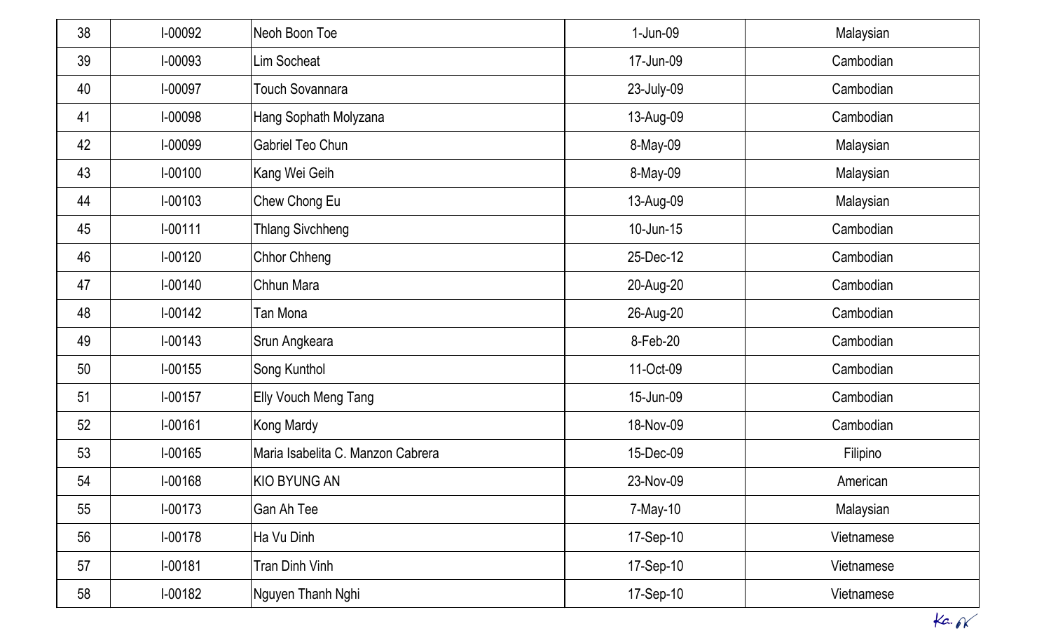| 38 | I-00092 | Neoh Boon Toe | 1-Jun-09 | Malaysian |
|---|---|---|---|---|
| 39 | I-00093 | Lim Socheat | 17-Jun-09 | Cambodian |
| 40 | I-00097 | Touch Sovannara | 23-July-09 | Cambodian |
| 41 | I-00098 | Hang Sophath Molyzana | 13-Aug-09 | Cambodian |
| 42 | I-00099 | Gabriel Teo Chun | 8-May-09 | Malaysian |
| 43 | I-00100 | Kang Wei Geih | 8-May-09 | Malaysian |
| 44 | I-00103 | Chew Chong Eu | 13-Aug-09 | Malaysian |
| 45 | I-00111 | Thlang Sivchheng | 10-Jun-15 | Cambodian |
| 46 | I-00120 | Chhor Chheng | 25-Dec-12 | Cambodian |
| 47 | I-00140 | Chhun Mara | 20-Aug-20 | Cambodian |
| 48 | I-00142 | Tan Mona | 26-Aug-20 | Cambodian |
| 49 | I-00143 | Srun Angkeara | 8-Feb-20 | Cambodian |
| 50 | I-00155 | Song Kunthol | 11-Oct-09 | Cambodian |
| 51 | I-00157 | Elly Vouch Meng Tang | 15-Jun-09 | Cambodian |
| 52 | I-00161 | Kong Mardy | 18-Nov-09 | Cambodian |
| 53 | I-00165 | Maria Isabelita C. Manzon Cabrera | 15-Dec-09 | Filipino |
| 54 | I-00168 | KIO BYUNG AN | 23-Nov-09 | American |
| 55 | I-00173 | Gan Ah Tee | 7-May-10 | Malaysian |
| 56 | I-00178 | Ha Vu Dinh | 17-Sep-10 | Vietnamese |
| 57 | I-00181 | Tran Dinh Vinh | 17-Sep-10 | Vietnamese |
| 58 | I-00182 | Nguyen Thanh Nghi | 17-Sep-10 | Vietnamese |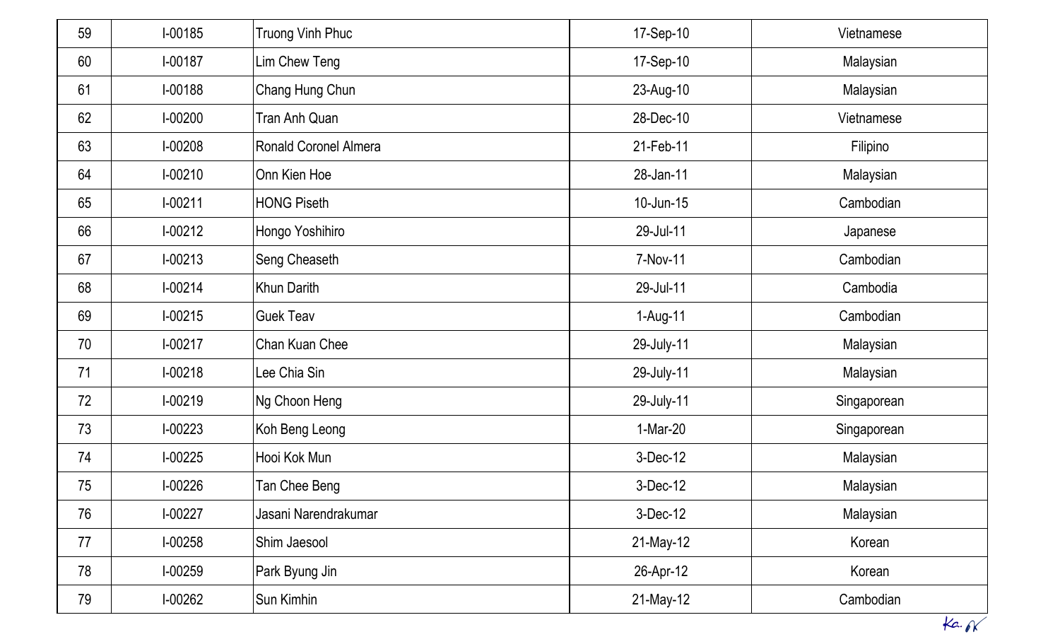| | | | | |
|---|---|---|---|---|
| 59 | I-00185 | Truong Vinh Phuc | 17-Sep-10 | Vietnamese |
| 60 | I-00187 | Lim Chew Teng | 17-Sep-10 | Malaysian |
| 61 | I-00188 | Chang Hung Chun | 23-Aug-10 | Malaysian |
| 62 | I-00200 | Tran Anh Quan | 28-Dec-10 | Vietnamese |
| 63 | I-00208 | Ronald Coronel Almera | 21-Feb-11 | Filipino |
| 64 | I-00210 | Onn Kien Hoe | 28-Jan-11 | Malaysian |
| 65 | I-00211 | HONG Piseth | 10-Jun-15 | Cambodian |
| 66 | I-00212 | Hongo Yoshihiro | 29-Jul-11 | Japanese |
| 67 | I-00213 | Seng Cheaseth | 7-Nov-11 | Cambodian |
| 68 | I-00214 | Khun Darith | 29-Jul-11 | Cambodia |
| 69 | I-00215 | Guek Teav | 1-Aug-11 | Cambodian |
| 70 | I-00217 | Chan Kuan Chee | 29-July-11 | Malaysian |
| 71 | I-00218 | Lee Chia Sin | 29-July-11 | Malaysian |
| 72 | I-00219 | Ng Choon Heng | 29-July-11 | Singaporean |
| 73 | I-00223 | Koh Beng Leong | 1-Mar-20 | Singaporean |
| 74 | I-00225 | Hooi Kok Mun | 3-Dec-12 | Malaysian |
| 75 | I-00226 | Tan Chee Beng | 3-Dec-12 | Malaysian |
| 76 | I-00227 | Jasani Narendrakumar | 3-Dec-12 | Malaysian |
| 77 | I-00258 | Shim Jaesool | 21-May-12 | Korean |
| 78 | I-00259 | Park Byung Jin | 26-Apr-12 | Korean |
| 79 | I-00262 | Sun Kimhin | 21-May-12 | Cambodian |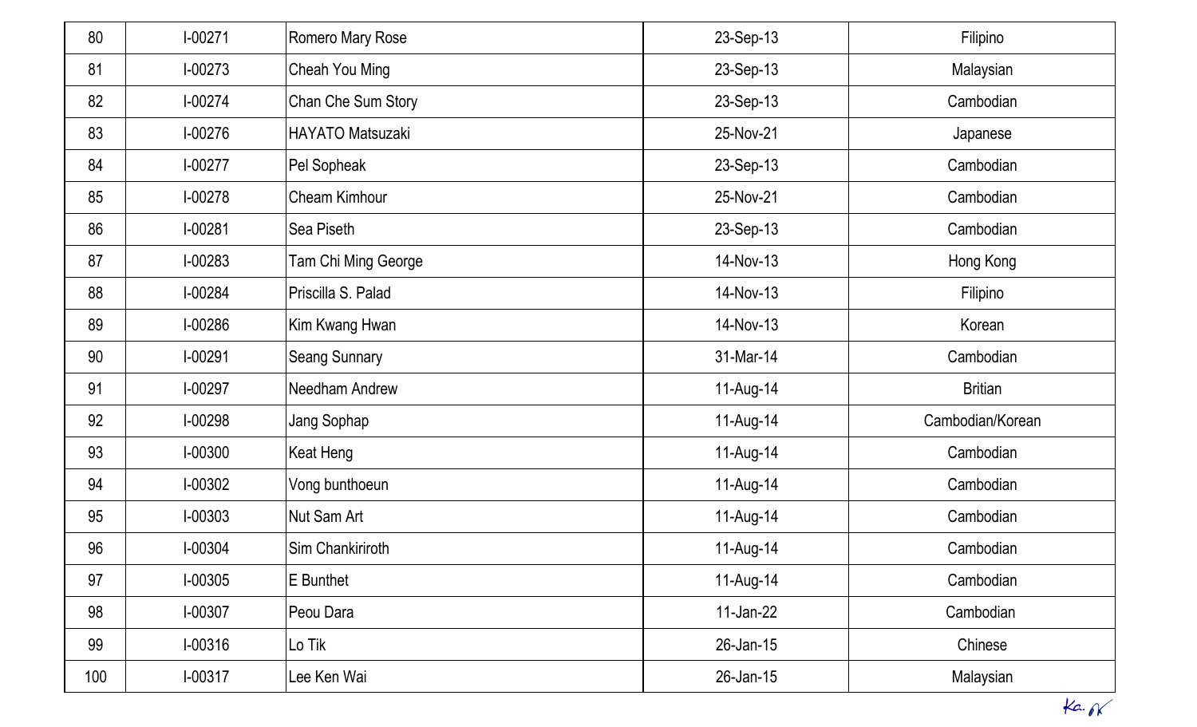| 80 | I-00271 | Romero Mary Rose | 23-Sep-13 | Filipino |
|---|---|---|---|---|
| 81 | I-00273 | Cheah You Ming | 23-Sep-13 | Malaysian |
| 82 | I-00274 | Chan Che Sum Story | 23-Sep-13 | Cambodian |
| 83 | I-00276 | HAYATO Matsuzaki | 25-Nov-21 | Japanese |
| 84 | I-00277 | Pel Sopheak | 23-Sep-13 | Cambodian |
| 85 | I-00278 | Cheam Kimhour | 25-Nov-21 | Cambodian |
| 86 | I-00281 | Sea Piseth | 23-Sep-13 | Cambodian |
| 87 | I-00283 | Tam Chi Ming George | 14-Nov-13 | Hong Kong |
| 88 | I-00284 | Priscilla S. Palad | 14-Nov-13 | Filipino |
| 89 | I-00286 | Kim Kwang Hwan | 14-Nov-13 | Korean |
| 90 | I-00291 | Seang Sunnary | 31-Mar-14 | Cambodian |
| 91 | I-00297 | Needham Andrew | 11-Aug-14 | Britian |
| 92 | I-00298 | Jang Sophap | 11-Aug-14 | Cambodian/Korean |
| 93 | I-00300 | Keat Heng | 11-Aug-14 | Cambodian |
| 94 | I-00302 | Vong bunthoeun | 11-Aug-14 | Cambodian |
| 95 | I-00303 | Nut Sam Art | 11-Aug-14 | Cambodian |
| 96 | I-00304 | Sim Chankiriroth | 11-Aug-14 | Cambodian |
| 97 | I-00305 | E Bunthet | 11-Aug-14 | Cambodian |
| 98 | I-00307 | Peou Dara | 11-Jan-22 | Cambodian |
| 99 | I-00316 | Lo Tik | 26-Jan-15 | Chinese |
| 100 | I-00317 | Lee Ken Wai | 26-Jan-15 | Malaysian |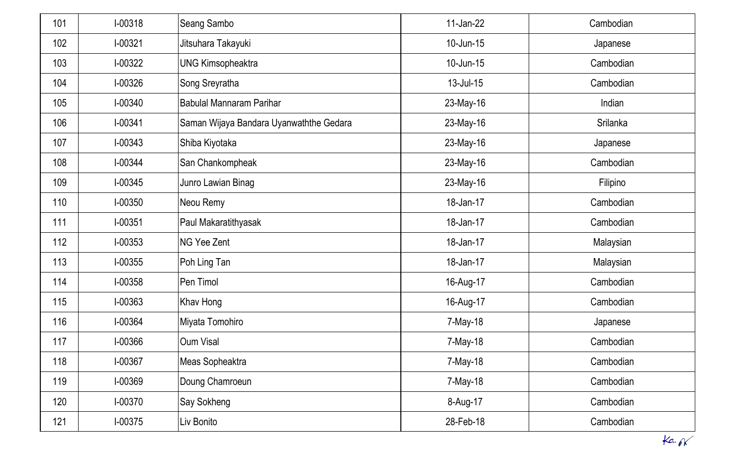| 101 | I-00318 | Seang Sambo | 11-Jan-22 | Cambodian |
|---|---|---|---|---|
| 102 | I-00321 | Jitsuhara Takayuki | 10-Jun-15 | Japanese |
| 103 | I-00322 | UNG Kimsopheaktra | 10-Jun-15 | Cambodian |
| 104 | I-00326 | Song Sreyratha | 13-Jul-15 | Cambodian |
| 105 | I-00340 | Babulal Mannaram Parihar | 23-May-16 | Indian |
| 106 | I-00341 | Saman Wijaya Bandara Uyanwaththe Gedara | 23-May-16 | Srilanka |
| 107 | I-00343 | Shiba Kiyotaka | 23-May-16 | Japanese |
| 108 | I-00344 | San Chankompheak | 23-May-16 | Cambodian |
| 109 | I-00345 | Junro Lawian Binag | 23-May-16 | Filipino |
| 110 | I-00350 | Neou Remy | 18-Jan-17 | Cambodian |
| 111 | I-00351 | Paul Makaratithyasak | 18-Jan-17 | Cambodian |
| 112 | I-00353 | NG Yee Zent | 18-Jan-17 | Malaysian |
| 113 | I-00355 | Poh Ling Tan | 18-Jan-17 | Malaysian |
| 114 | I-00358 | Pen Timol | 16-Aug-17 | Cambodian |
| 115 | I-00363 | Khav Hong | 16-Aug-17 | Cambodian |
| 116 | I-00364 | Miyata Tomohiro | 7-May-18 | Japanese |
| 117 | I-00366 | Oum Visal | 7-May-18 | Cambodian |
| 118 | I-00367 | Meas Sopheaktra | 7-May-18 | Cambodian |
| 119 | I-00369 | Doung Chamroeun | 7-May-18 | Cambodian |
| 120 | I-00370 | Say Sokheng | 8-Aug-17 | Cambodian |
| 121 | I-00375 | Liv Bonito | 28-Feb-18 | Cambodian |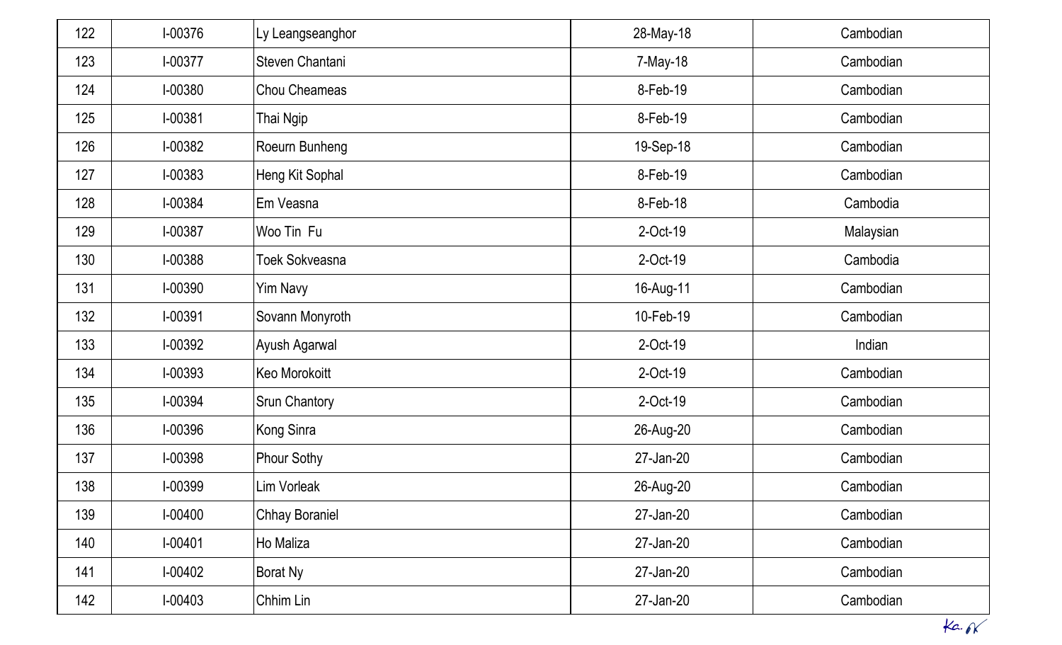| 122 | I-00376 | Ly Leangseanghor | 28-May-18 | Cambodian |
|---|---|---|---|---|
| 123 | I-00377 | Steven Chantani | 7-May-18 | Cambodian |
| 124 | I-00380 | Chou Cheameas | 8-Feb-19 | Cambodian |
| 125 | I-00381 | Thai Ngip | 8-Feb-19 | Cambodian |
| 126 | I-00382 | Roeurn Bunheng | 19-Sep-18 | Cambodian |
| 127 | I-00383 | Heng Kit Sophal | 8-Feb-19 | Cambodian |
| 128 | I-00384 | Em Veasna | 8-Feb-18 | Cambodia |
| 129 | I-00387 | Woo Tin Fu | 2-Oct-19 | Malaysian |
| 130 | I-00388 | Toek Sokveasna | 2-Oct-19 | Cambodia |
| 131 | I-00390 | Yim Navy | 16-Aug-11 | Cambodian |
| 132 | I-00391 | Sovann Monyroth | 10-Feb-19 | Cambodian |
| 133 | I-00392 | Ayush Agarwal | 2-Oct-19 | Indian |
| 134 | I-00393 | Keo Morokoitt | 2-Oct-19 | Cambodian |
| 135 | I-00394 | Srun Chantory | 2-Oct-19 | Cambodian |
| 136 | I-00396 | Kong Sinra | 26-Aug-20 | Cambodian |
| 137 | I-00398 | Phour Sothy | 27-Jan-20 | Cambodian |
| 138 | I-00399 | Lim Vorleak | 26-Aug-20 | Cambodian |
| 139 | I-00400 | Chhay Boraniel | 27-Jan-20 | Cambodian |
| 140 | I-00401 | Ho Maliza | 27-Jan-20 | Cambodian |
| 141 | I-00402 | Borat Ny | 27-Jan-20 | Cambodian |
| 142 | I-00403 | Chhim Lin | 27-Jan-20 | Cambodian |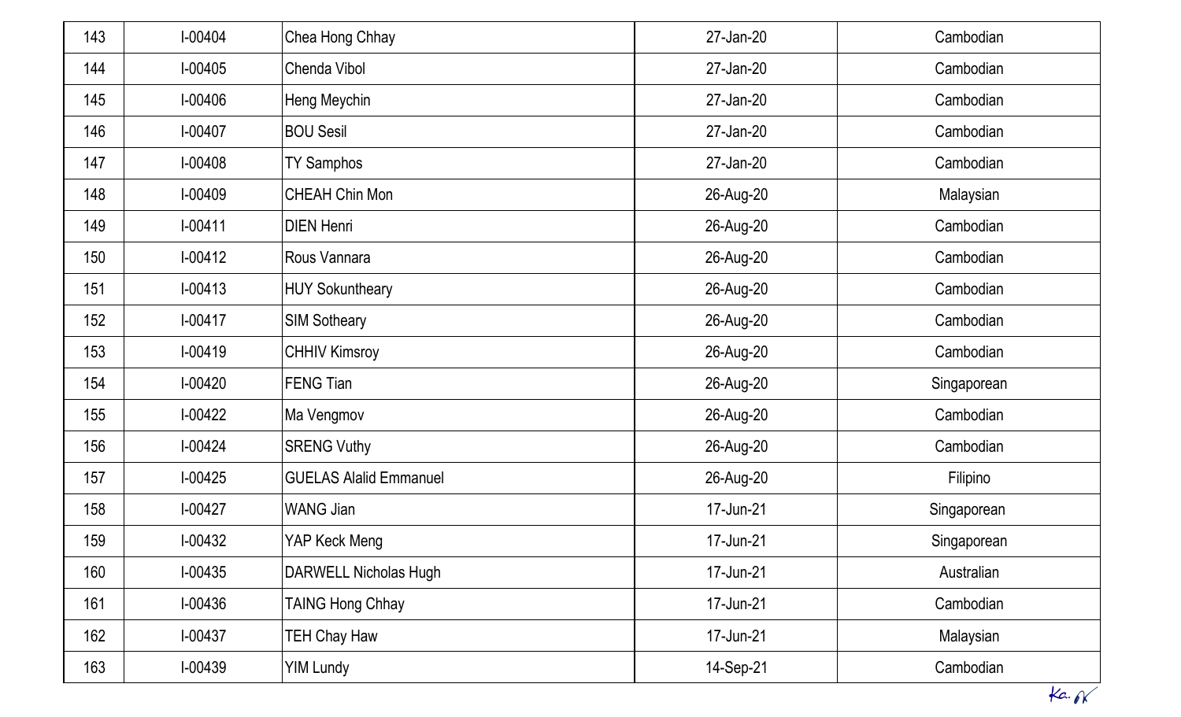| | | | | |
|---|---|---|---|---|
| 143 | I-00404 | Chea Hong Chhay | 27-Jan-20 | Cambodian |
| 144 | I-00405 | Chenda Vibol | 27-Jan-20 | Cambodian |
| 145 | I-00406 | Heng Meychin | 27-Jan-20 | Cambodian |
| 146 | I-00407 | BOU Sesil | 27-Jan-20 | Cambodian |
| 147 | I-00408 | TY Samphos | 27-Jan-20 | Cambodian |
| 148 | I-00409 | CHEAH Chin Mon | 26-Aug-20 | Malaysian |
| 149 | I-00411 | DIEN Henri | 26-Aug-20 | Cambodian |
| 150 | I-00412 | Rous Vannara | 26-Aug-20 | Cambodian |
| 151 | I-00413 | HUY Sokuntheary | 26-Aug-20 | Cambodian |
| 152 | I-00417 | SIM Sotheary | 26-Aug-20 | Cambodian |
| 153 | I-00419 | CHHIV Kimsroy | 26-Aug-20 | Cambodian |
| 154 | I-00420 | FENG Tian | 26-Aug-20 | Singaporean |
| 155 | I-00422 | Ma Vengmov | 26-Aug-20 | Cambodian |
| 156 | I-00424 | SRENG Vuthy | 26-Aug-20 | Cambodian |
| 157 | I-00425 | GUELAS Alalid Emmanuel | 26-Aug-20 | Filipino |
| 158 | I-00427 | WANG Jian | 17-Jun-21 | Singaporean |
| 159 | I-00432 | YAP Keck Meng | 17-Jun-21 | Singaporean |
| 160 | I-00435 | DARWELL Nicholas Hugh | 17-Jun-21 | Australian |
| 161 | I-00436 | TAING Hong Chhay | 17-Jun-21 | Cambodian |
| 162 | I-00437 | TEH Chay Haw | 17-Jun-21 | Malaysian |
| 163 | I-00439 | YIM Lundy | 14-Sep-21 | Cambodian |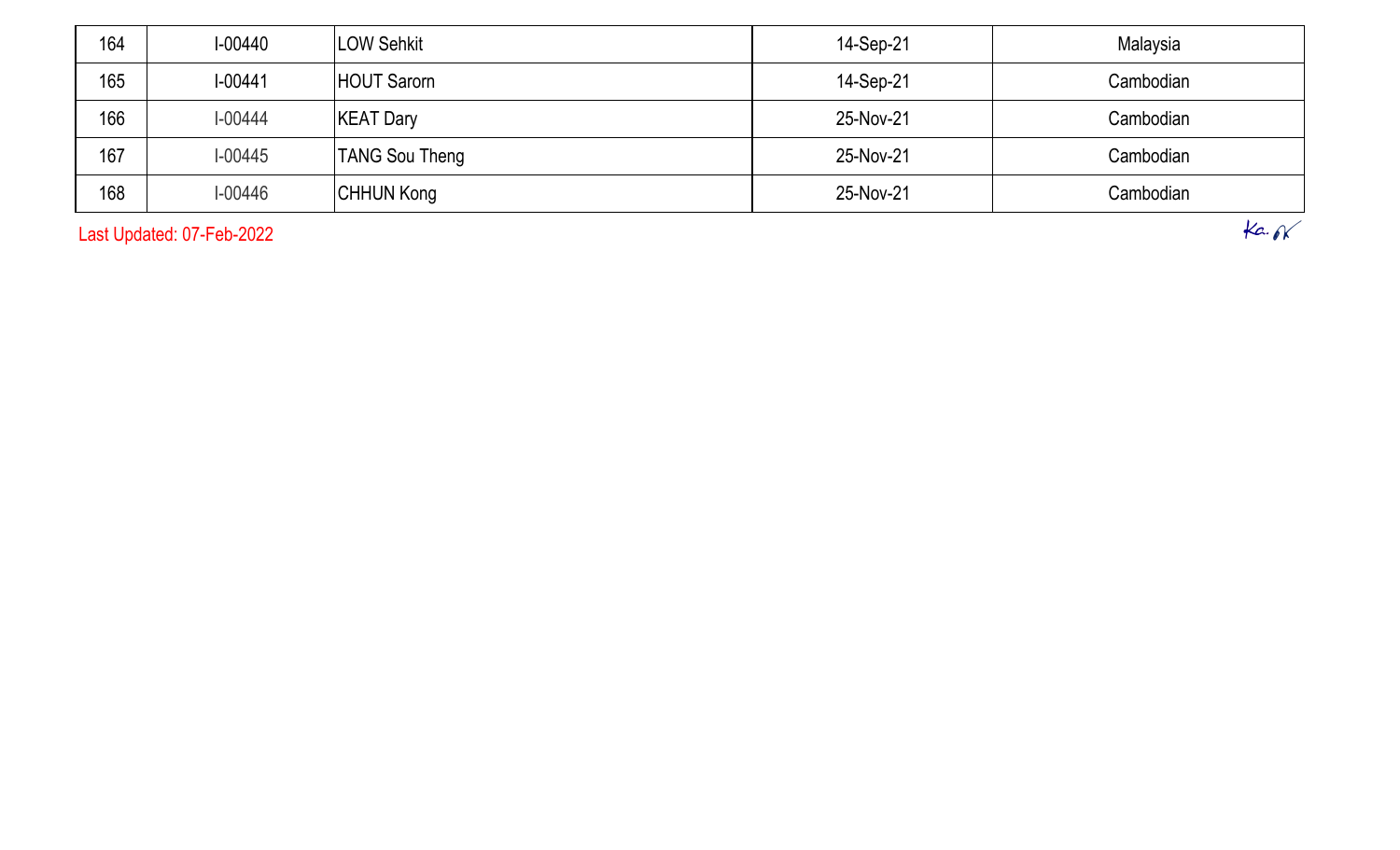| | | | | |
|---|---|---|---|---|
| 164 | I-00440 | LOW Sehkit | 14-Sep-21 | Malaysia |
| 165 | I-00441 | HOUT Sarorn | 14-Sep-21 | Cambodian |
| 166 | I-00444 | KEAT Dary | 25-Nov-21 | Cambodian |
| 167 | I-00445 | TANG Sou Theng | 25-Nov-21 | Cambodian |
| 168 | I-00446 | CHHUN Kong | 25-Nov-21 | Cambodian |

Last Updated: 07-Feb-2022